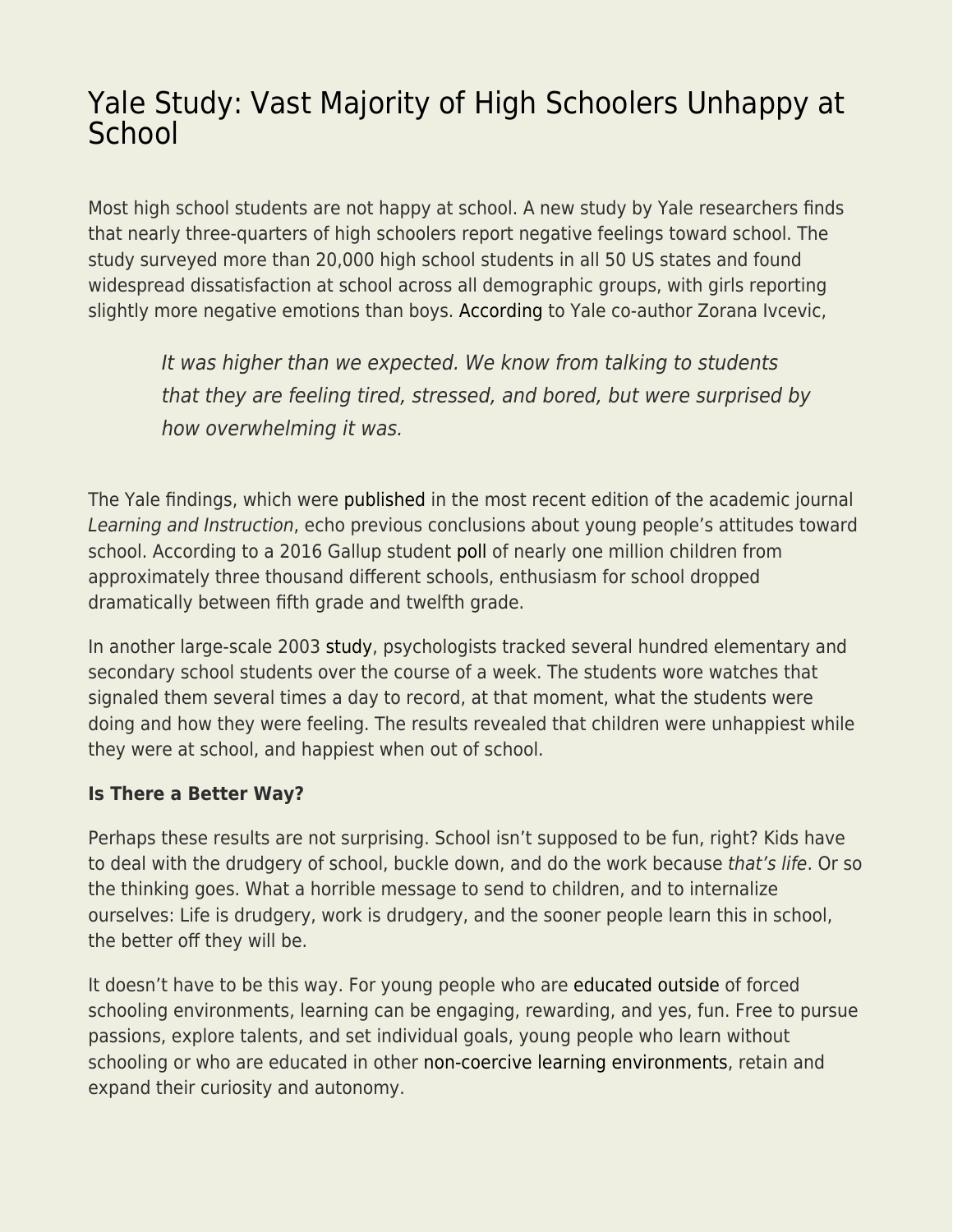# Yale Study: Vast Majority of High Schoolers Unhappy at School

Most high school students are not happy at school. A new study by Yale researchers finds that nearly three-quarters of high schoolers report negative feelings toward school. The study surveyed more than 20,000 high school students in all 50 US states and found widespread dissatisfaction at school across all demographic groups, with girls reporting slightly more negative emotions than boys. According to Yale co-author Zorana Ivcevic,

> *It was higher than we expected. We know from talking to students that they are feeling tired, stressed, and bored, but were surprised by how overwhelming it was.*

The Yale findings, which were published in the most recent edition of the academic journal *Learning and Instruction*, echo previous conclusions about young people's attitudes toward school. According to a 2016 Gallup student poll of nearly one million children from approximately three thousand different schools, enthusiasm for school dropped dramatically between fifth grade and twelfth grade.

In another large-scale 2003 study, psychologists tracked several hundred elementary and secondary school students over the course of a week. The students wore watches that signaled them several times a day to record, at that moment, what the students were doing and how they were feeling. The results revealed that children were unhappiest while they were at school, and happiest when out of school.

**Is There a Better Way?**

Perhaps these results are not surprising. School isn't supposed to be fun, right? Kids have to deal with the drudgery of school, buckle down, and do the work because *that's life*. Or so the thinking goes. What a horrible message to send to children, and to internalize ourselves: Life is drudgery, work is drudgery, and the sooner people learn this in school, the better off they will be.

It doesn't have to be this way. For young people who are educated outside of forced schooling environments, learning can be engaging, rewarding, and yes, fun. Free to pursue passions, explore talents, and set individual goals, young people who learn without schooling or who are educated in other non-coercive learning environments, retain and expand their curiosity and autonomy.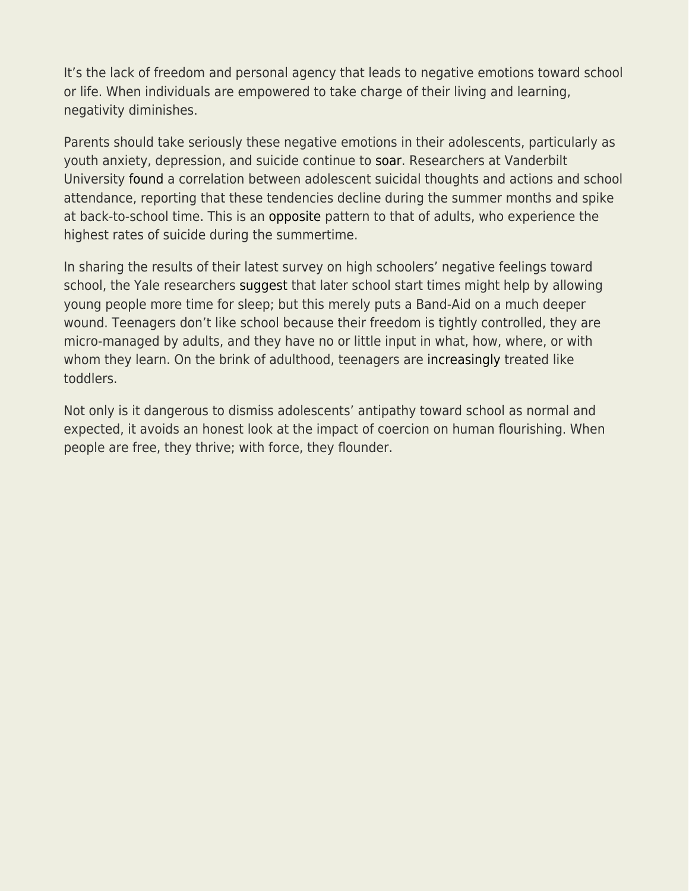It's the lack of freedom and personal agency that leads to negative emotions toward school or life. When individuals are empowered to take charge of their living and learning, negativity diminishes.

Parents should take seriously these negative emotions in their adolescents, particularly as youth anxiety, depression, and suicide continue to soar. Researchers at Vanderbilt University found a correlation between adolescent suicidal thoughts and actions and school attendance, reporting that these tendencies decline during the summer months and spike at back-to-school time. This is an opposite pattern to that of adults, who experience the highest rates of suicide during the summertime.

In sharing the results of their latest survey on high schoolers' negative feelings toward school, the Yale researchers suggest that later school start times might help by allowing young people more time for sleep; but this merely puts a Band-Aid on a much deeper wound. Teenagers don't like school because their freedom is tightly controlled, they are micro-managed by adults, and they have no or little input in what, how, where, or with whom they learn. On the brink of adulthood, teenagers are increasingly treated like toddlers.

Not only is it dangerous to dismiss adolescents' antipathy toward school as normal and expected, it avoids an honest look at the impact of coercion on human flourishing. When people are free, they thrive; with force, they flounder.